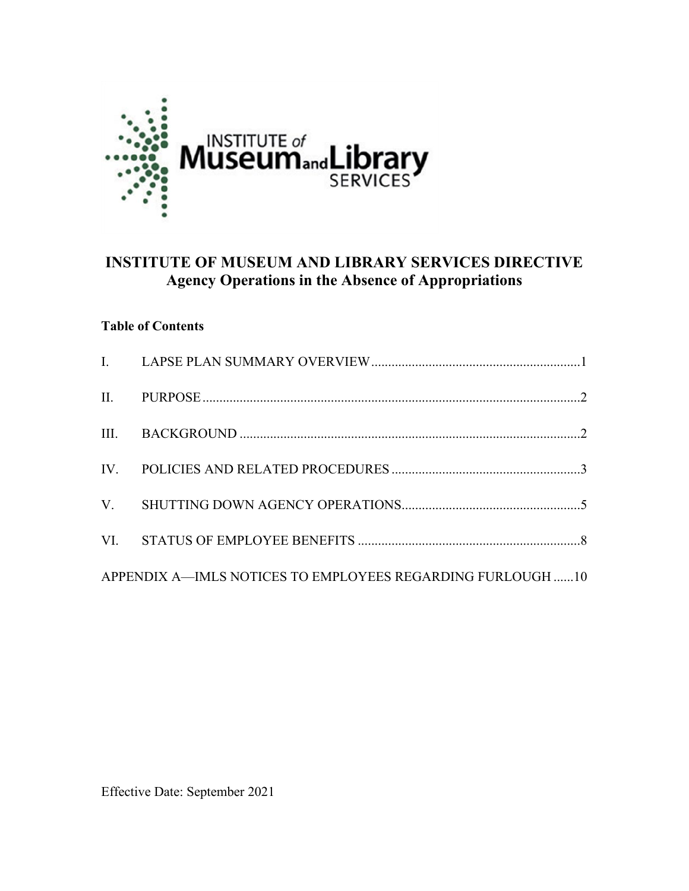# INSTITUTE OF MUSEUM AND LIBRARY SERVICES DIRECTIVE
## Agency Operations in the Absence of Appropriations

**Table of Contents**

I. LAPSE PLAN SUMMARY OVERVIEW ........................................................ 1

II. PURPOSE ........................................................................................................ 2

III. BACKGROUND ............................................................................................. 2

IV. POLICIES AND RELATED PROCEDURES ..................................................... 3

V. SHUTTING DOWN AGENCY OPERATIONS .................................................. 5

VI. STATUS OF EMPLOYEE BENEFITS .............................................................. 8

APPENDIX A—IMLS NOTICES TO EMPLOYEES REGARDING FURLOUGH ...... 10

Effective Date: September 2021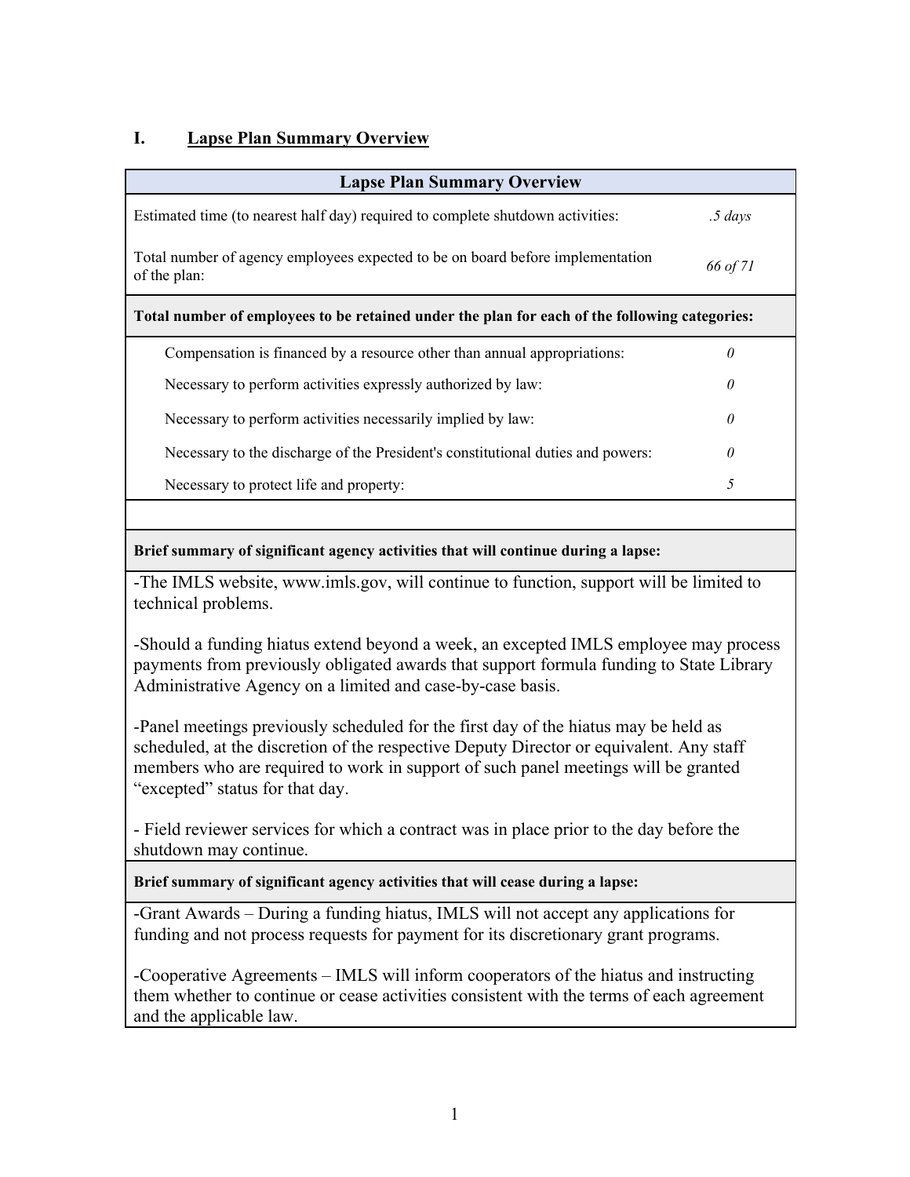## I. Lapse Plan Summary Overview

| Lapse Plan Summary Overview | |
|---|---|
| Estimated time (to nearest half day) required to complete shutdown activities: | *.5 days* |
| Total number of agency employees expected to be on board before implementation of the plan: | *66 of 71* |
| **Total number of employees to be retained under the plan for each of the following categories:** | |
| Compensation is financed by a resource other than annual appropriations: | *0* |
| Necessary to perform activities expressly authorized by law: | *0* |
| Necessary to perform activities necessarily implied by law: | *0* |
| Necessary to the discharge of the President's constitutional duties and powers: | *0* |
| Necessary to protect life and property: | *5* |

**Brief summary of significant agency activities that will continue during a lapse:**

-The IMLS website, www.imls.gov, will continue to function, support will be limited to technical problems.

-Should a funding hiatus extend beyond a week, an excepted IMLS employee may process payments from previously obligated awards that support formula funding to State Library Administrative Agency on a limited and case-by-case basis.

-Panel meetings previously scheduled for the first day of the hiatus may be held as scheduled, at the discretion of the respective Deputy Director or equivalent. Any staff members who are required to work in support of such panel meetings will be granted "excepted" status for that day.

- Field reviewer services for which a contract was in place prior to the day before the shutdown may continue.

**Brief summary of significant agency activities that will cease during a lapse:**

-Grant Awards – During a funding hiatus, IMLS will not accept any applications for funding and not process requests for payment for its discretionary grant programs.

-Cooperative Agreements – IMLS will inform cooperators of the hiatus and instructing them whether to continue or cease activities consistent with the terms of each agreement and the applicable law.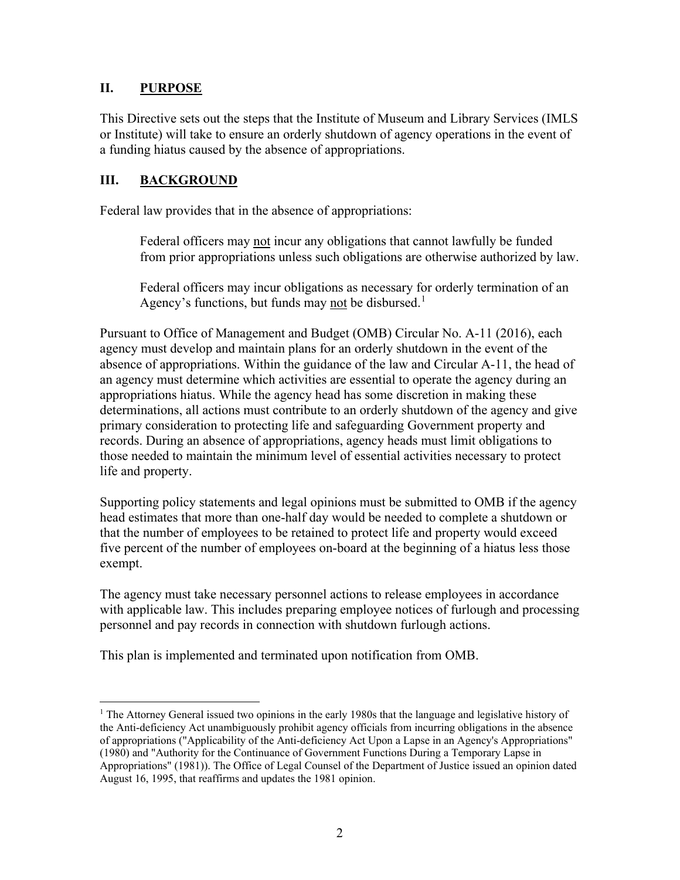## II. PURPOSE

This Directive sets out the steps that the Institute of Museum and Library Services (IMLS or Institute) will take to ensure an orderly shutdown of agency operations in the event of a funding hiatus caused by the absence of appropriations.

## III. BACKGROUND

Federal law provides that in the absence of appropriations:

> Federal officers may not incur any obligations that cannot lawfully be funded from prior appropriations unless such obligations are otherwise authorized by law.
>
> Federal officers may incur obligations as necessary for orderly termination of an Agency's functions, but funds may not be disbursed.[1]

Pursuant to Office of Management and Budget (OMB) Circular No. A-11 (2016), each agency must develop and maintain plans for an orderly shutdown in the event of the absence of appropriations. Within the guidance of the law and Circular A-11, the head of an agency must determine which activities are essential to operate the agency during an appropriations hiatus. While the agency head has some discretion in making these determinations, all actions must contribute to an orderly shutdown of the agency and give primary consideration to protecting life and safeguarding Government property and records. During an absence of appropriations, agency heads must limit obligations to those needed to maintain the minimum level of essential activities necessary to protect life and property.

Supporting policy statements and legal opinions must be submitted to OMB if the agency head estimates that more than one-half day would be needed to complete a shutdown or that the number of employees to be retained to protect life and property would exceed five percent of the number of employees on-board at the beginning of a hiatus less those exempt.

The agency must take necessary personnel actions to release employees in accordance with applicable law. This includes preparing employee notices of furlough and processing personnel and pay records in connection with shutdown furlough actions.

This plan is implemented and terminated upon notification from OMB.

---

[1] The Attorney General issued two opinions in the early 1980s that the language and legislative history of the Anti-deficiency Act unambiguously prohibit agency officials from incurring obligations in the absence of appropriations ("Applicability of the Anti-deficiency Act Upon a Lapse in an Agency's Appropriations" (1980) and "Authority for the Continuance of Government Functions During a Temporary Lapse in Appropriations" (1981)). The Office of Legal Counsel of the Department of Justice issued an opinion dated August 16, 1995, that reaffirms and updates the 1981 opinion.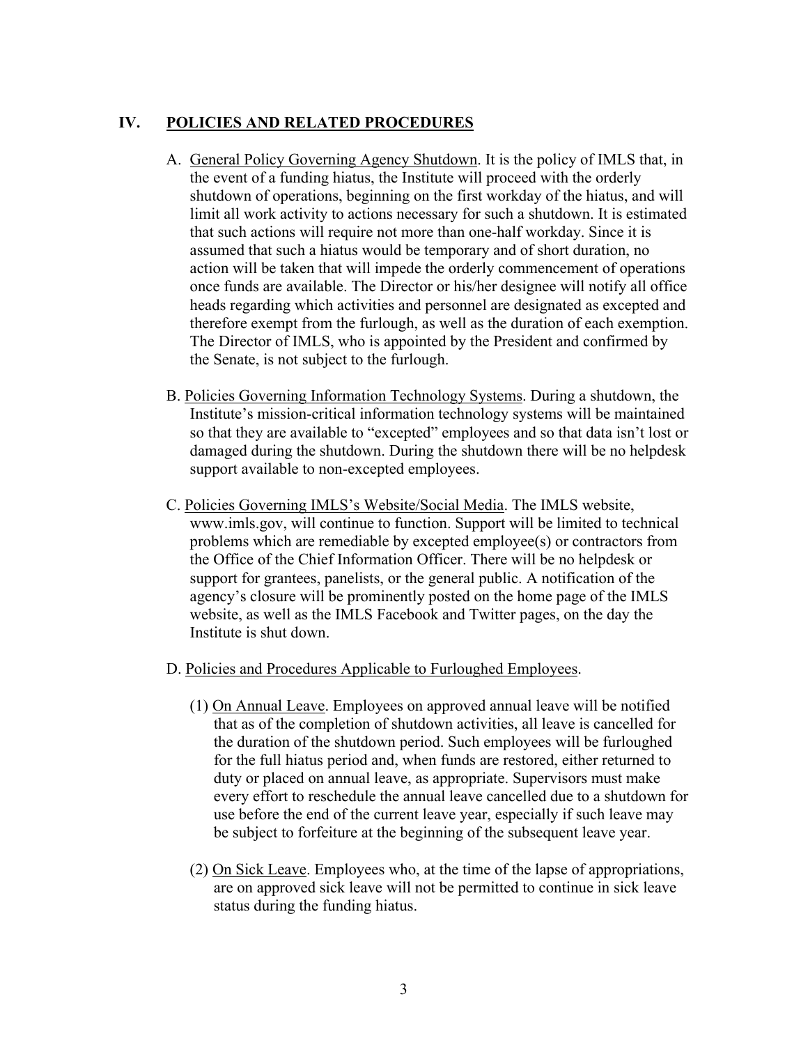## IV. POLICIES AND RELATED PROCEDURES

A. General Policy Governing Agency Shutdown. It is the policy of IMLS that, in the event of a funding hiatus, the Institute will proceed with the orderly shutdown of operations, beginning on the first workday of the hiatus, and will limit all work activity to actions necessary for such a shutdown. It is estimated that such actions will require not more than one-half workday. Since it is assumed that such a hiatus would be temporary and of short duration, no action will be taken that will impede the orderly commencement of operations once funds are available. The Director or his/her designee will notify all office heads regarding which activities and personnel are designated as excepted and therefore exempt from the furlough, as well as the duration of each exemption. The Director of IMLS, who is appointed by the President and confirmed by the Senate, is not subject to the furlough.

B. Policies Governing Information Technology Systems. During a shutdown, the Institute's mission-critical information technology systems will be maintained so that they are available to "excepted" employees and so that data isn't lost or damaged during the shutdown. During the shutdown there will be no helpdesk support available to non-excepted employees.

C. Policies Governing IMLS's Website/Social Media. The IMLS website, www.imls.gov, will continue to function. Support will be limited to technical problems which are remediable by excepted employee(s) or contractors from the Office of the Chief Information Officer. There will be no helpdesk or support for grantees, panelists, or the general public. A notification of the agency's closure will be prominently posted on the home page of the IMLS website, as well as the IMLS Facebook and Twitter pages, on the day the Institute is shut down.

D. Policies and Procedures Applicable to Furloughed Employees.

(1) On Annual Leave. Employees on approved annual leave will be notified that as of the completion of shutdown activities, all leave is cancelled for the duration of the shutdown period. Such employees will be furloughed for the full hiatus period and, when funds are restored, either returned to duty or placed on annual leave, as appropriate. Supervisors must make every effort to reschedule the annual leave cancelled due to a shutdown for use before the end of the current leave year, especially if such leave may be subject to forfeiture at the beginning of the subsequent leave year.

(2) On Sick Leave. Employees who, at the time of the lapse of appropriations, are on approved sick leave will not be permitted to continue in sick leave status during the funding hiatus.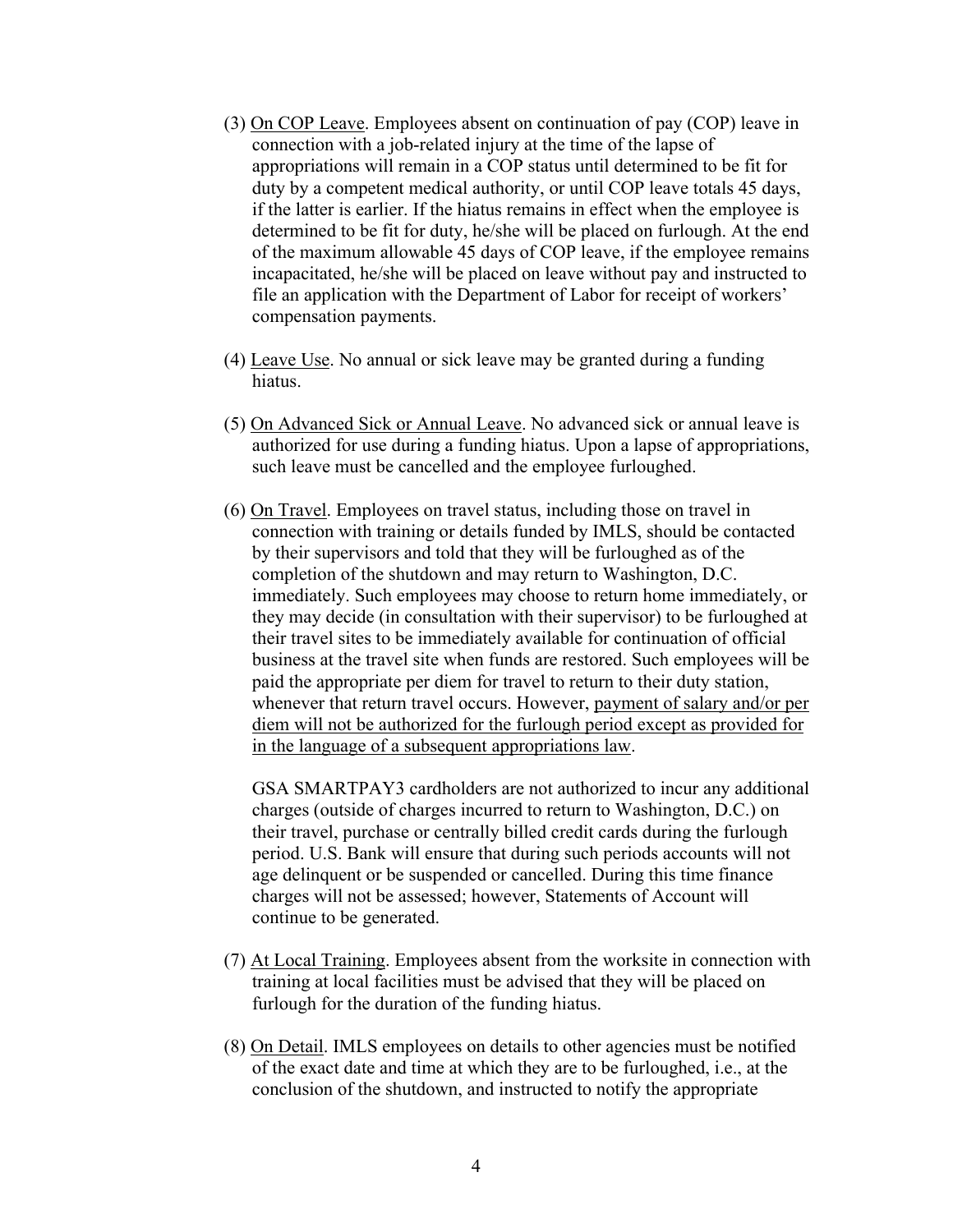(3) <u>On COP Leave</u>. Employees absent on continuation of pay (COP) leave in connection with a job-related injury at the time of the lapse of appropriations will remain in a COP status until determined to be fit for duty by a competent medical authority, or until COP leave totals 45 days, if the latter is earlier. If the hiatus remains in effect when the employee is determined to be fit for duty, he/she will be placed on furlough. At the end of the maximum allowable 45 days of COP leave, if the employee remains incapacitated, he/she will be placed on leave without pay and instructed to file an application with the Department of Labor for receipt of workers' compensation payments.

(4) <u>Leave Use</u>. No annual or sick leave may be granted during a funding hiatus.

(5) <u>On Advanced Sick or Annual Leave</u>. No advanced sick or annual leave is authorized for use during a funding hiatus. Upon a lapse of appropriations, such leave must be cancelled and the employee furloughed.

(6) <u>On Travel</u>. Employees on travel status, including those on travel in connection with training or details funded by IMLS, should be contacted by their supervisors and told that they will be furloughed as of the completion of the shutdown and may return to Washington, D.C. immediately. Such employees may choose to return home immediately, or they may decide (in consultation with their supervisor) to be furloughed at their travel sites to be immediately available for continuation of official business at the travel site when funds are restored. Such employees will be paid the appropriate per diem for travel to return to their duty station, whenever that return travel occurs. However, <u>payment of salary and/or per diem will not be authorized for the furlough period except as provided for in the language of a subsequent appropriations law</u>.

GSA SMARTPAY3 cardholders are not authorized to incur any additional charges (outside of charges incurred to return to Washington, D.C.) on their travel, purchase or centrally billed credit cards during the furlough period. U.S. Bank will ensure that during such periods accounts will not age delinquent or be suspended or cancelled. During this time finance charges will not be assessed; however, Statements of Account will continue to be generated.

(7) <u>At Local Training</u>. Employees absent from the worksite in connection with training at local facilities must be advised that they will be placed on furlough for the duration of the funding hiatus.

(8) <u>On Detail</u>. IMLS employees on details to other agencies must be notified of the exact date and time at which they are to be furloughed, i.e., at the conclusion of the shutdown, and instructed to notify the appropriate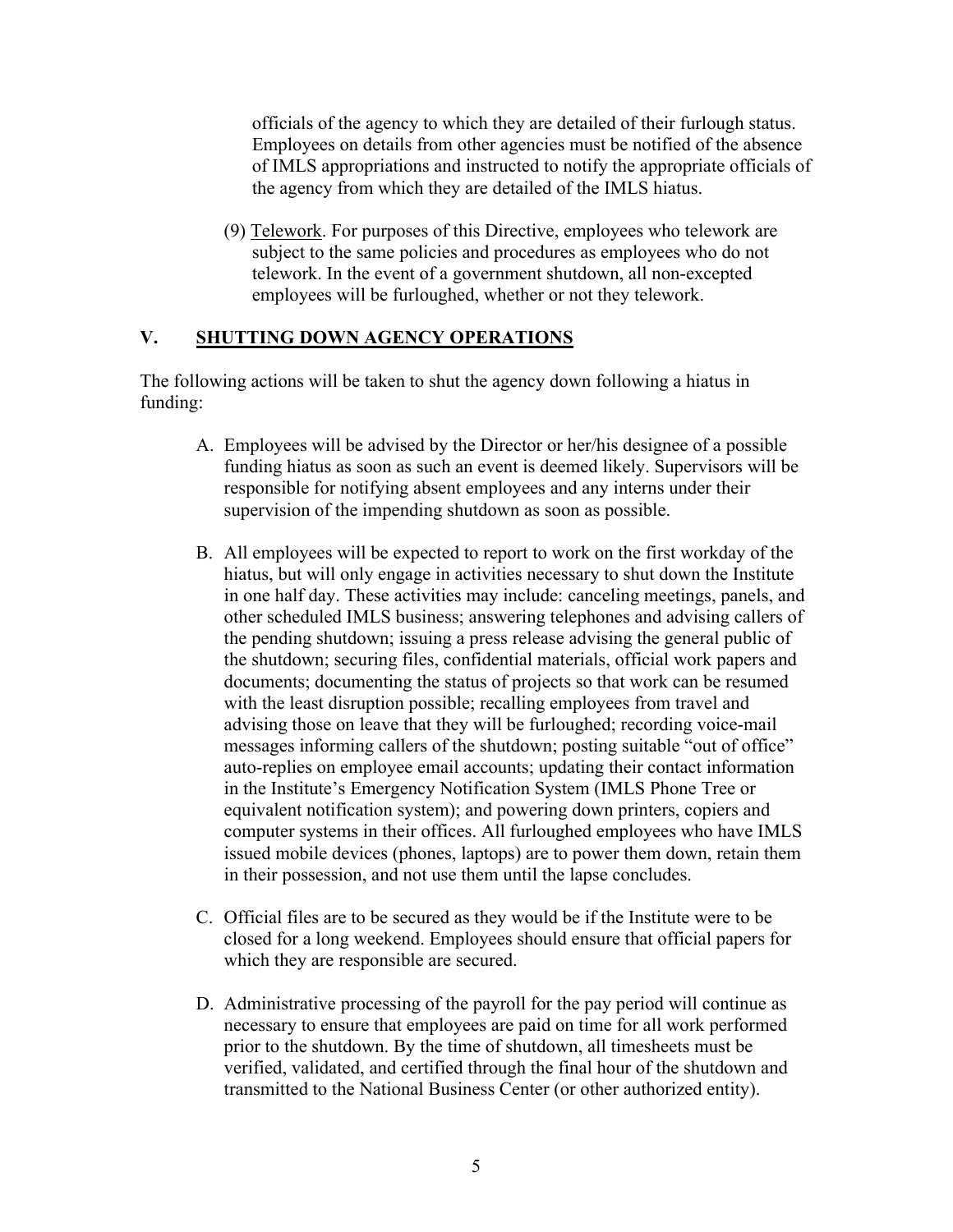officials of the agency to which they are detailed of their furlough status. Employees on details from other agencies must be notified of the absence of IMLS appropriations and instructed to notify the appropriate officials of the agency from which they are detailed of the IMLS hiatus.

(9) Telework. For purposes of this Directive, employees who telework are subject to the same policies and procedures as employees who do not telework. In the event of a government shutdown, all non-excepted employees will be furloughed, whether or not they telework.

## V. SHUTTING DOWN AGENCY OPERATIONS

The following actions will be taken to shut the agency down following a hiatus in funding:

A. Employees will be advised by the Director or her/his designee of a possible funding hiatus as soon as such an event is deemed likely. Supervisors will be responsible for notifying absent employees and any interns under their supervision of the impending shutdown as soon as possible.

B. All employees will be expected to report to work on the first workday of the hiatus, but will only engage in activities necessary to shut down the Institute in one half day. These activities may include: canceling meetings, panels, and other scheduled IMLS business; answering telephones and advising callers of the pending shutdown; issuing a press release advising the general public of the shutdown; securing files, confidential materials, official work papers and documents; documenting the status of projects so that work can be resumed with the least disruption possible; recalling employees from travel and advising those on leave that they will be furloughed; recording voice-mail messages informing callers of the shutdown; posting suitable "out of office" auto-replies on employee email accounts; updating their contact information in the Institute's Emergency Notification System (IMLS Phone Tree or equivalent notification system); and powering down printers, copiers and computer systems in their offices. All furloughed employees who have IMLS issued mobile devices (phones, laptops) are to power them down, retain them in their possession, and not use them until the lapse concludes.

C. Official files are to be secured as they would be if the Institute were to be closed for a long weekend. Employees should ensure that official papers for which they are responsible are secured.

D. Administrative processing of the payroll for the pay period will continue as necessary to ensure that employees are paid on time for all work performed prior to the shutdown. By the time of shutdown, all timesheets must be verified, validated, and certified through the final hour of the shutdown and transmitted to the National Business Center (or other authorized entity).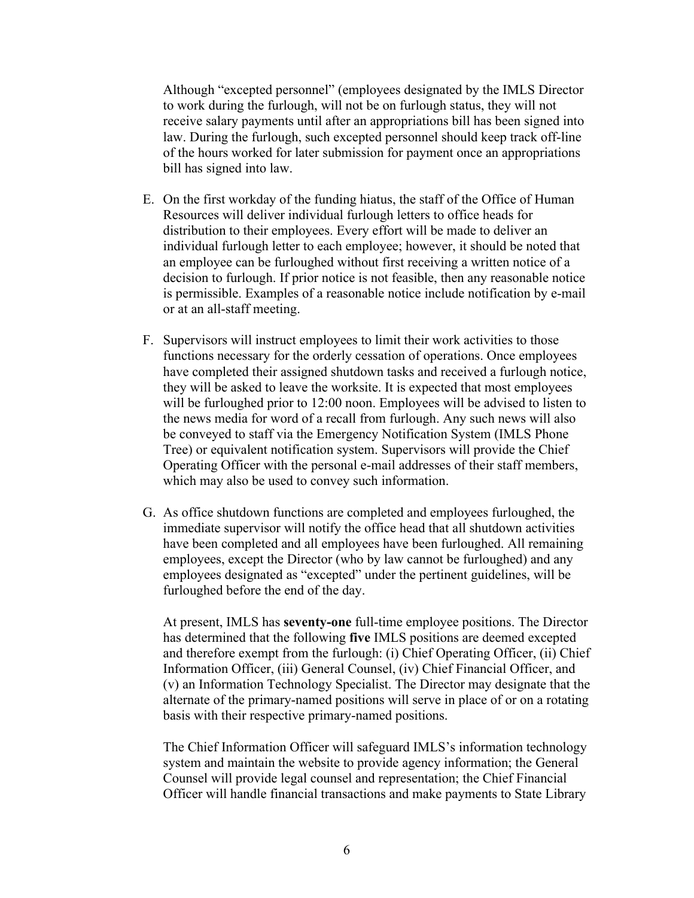Although "excepted personnel" (employees designated by the IMLS Director to work during the furlough, will not be on furlough status, they will not receive salary payments until after an appropriations bill has been signed into law. During the furlough, such excepted personnel should keep track off-line of the hours worked for later submission for payment once an appropriations bill has signed into law.

E. On the first workday of the funding hiatus, the staff of the Office of Human Resources will deliver individual furlough letters to office heads for distribution to their employees. Every effort will be made to deliver an individual furlough letter to each employee; however, it should be noted that an employee can be furloughed without first receiving a written notice of a decision to furlough. If prior notice is not feasible, then any reasonable notice is permissible. Examples of a reasonable notice include notification by e-mail or at an all-staff meeting.

F. Supervisors will instruct employees to limit their work activities to those functions necessary for the orderly cessation of operations. Once employees have completed their assigned shutdown tasks and received a furlough notice, they will be asked to leave the worksite. It is expected that most employees will be furloughed prior to 12:00 noon. Employees will be advised to listen to the news media for word of a recall from furlough. Any such news will also be conveyed to staff via the Emergency Notification System (IMLS Phone Tree) or equivalent notification system. Supervisors will provide the Chief Operating Officer with the personal e-mail addresses of their staff members, which may also be used to convey such information.

G. As office shutdown functions are completed and employees furloughed, the immediate supervisor will notify the office head that all shutdown activities have been completed and all employees have been furloughed. All remaining employees, except the Director (who by law cannot be furloughed) and any employees designated as "excepted" under the pertinent guidelines, will be furloughed before the end of the day.

   At present, IMLS has **seventy-one** full-time employee positions. The Director has determined that the following **five** IMLS positions are deemed excepted and therefore exempt from the furlough: (i) Chief Operating Officer, (ii) Chief Information Officer, (iii) General Counsel, (iv) Chief Financial Officer, and (v) an Information Technology Specialist. The Director may designate that the alternate of the primary-named positions will serve in place of or on a rotating basis with their respective primary-named positions.

   The Chief Information Officer will safeguard IMLS's information technology system and maintain the website to provide agency information; the General Counsel will provide legal counsel and representation; the Chief Financial Officer will handle financial transactions and make payments to State Library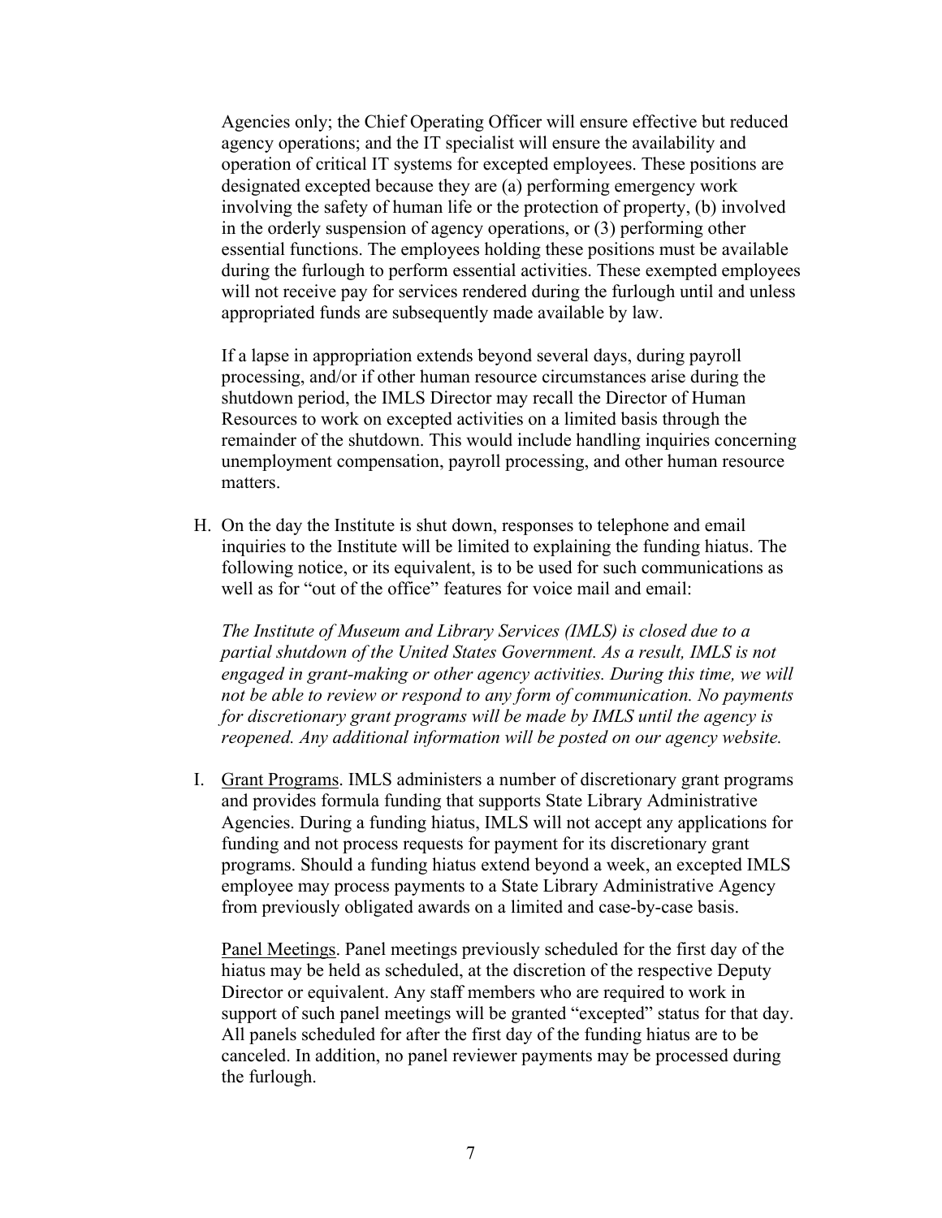Agencies only; the Chief Operating Officer will ensure effective but reduced agency operations; and the IT specialist will ensure the availability and operation of critical IT systems for excepted employees. These positions are designated excepted because they are (a) performing emergency work involving the safety of human life or the protection of property, (b) involved in the orderly suspension of agency operations, or (3) performing other essential functions. The employees holding these positions must be available during the furlough to perform essential activities. These exempted employees will not receive pay for services rendered during the furlough until and unless appropriated funds are subsequently made available by law.

If a lapse in appropriation extends beyond several days, during payroll processing, and/or if other human resource circumstances arise during the shutdown period, the IMLS Director may recall the Director of Human Resources to work on excepted activities on a limited basis through the remainder of the shutdown. This would include handling inquiries concerning unemployment compensation, payroll processing, and other human resource matters.

H. On the day the Institute is shut down, responses to telephone and email inquiries to the Institute will be limited to explaining the funding hiatus. The following notice, or its equivalent, is to be used for such communications as well as for "out of the office" features for voice mail and email:

   *The Institute of Museum and Library Services (IMLS) is closed due to a partial shutdown of the United States Government. As a result, IMLS is not engaged in grant-making or other agency activities. During this time, we will not be able to review or respond to any form of communication. No payments for discretionary grant programs will be made by IMLS until the agency is reopened. Any additional information will be posted on our agency website.*

I. Grant Programs. IMLS administers a number of discretionary grant programs and provides formula funding that supports State Library Administrative Agencies. During a funding hiatus, IMLS will not accept any applications for funding and not process requests for payment for its discretionary grant programs. Should a funding hiatus extend beyond a week, an excepted IMLS employee may process payments to a State Library Administrative Agency from previously obligated awards on a limited and case-by-case basis.

   Panel Meetings. Panel meetings previously scheduled for the first day of the hiatus may be held as scheduled, at the discretion of the respective Deputy Director or equivalent. Any staff members who are required to work in support of such panel meetings will be granted "excepted" status for that day. All panels scheduled for after the first day of the funding hiatus are to be canceled. In addition, no panel reviewer payments may be processed during the furlough.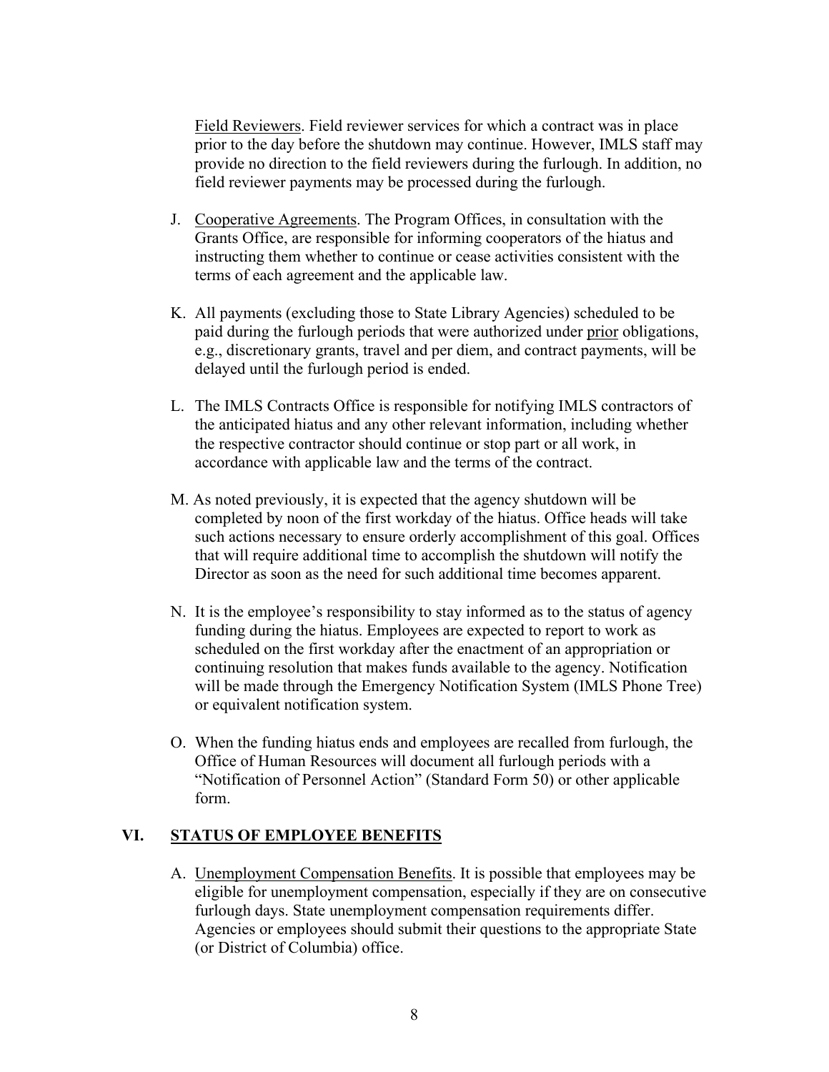Field Reviewers. Field reviewer services for which a contract was in place prior to the day before the shutdown may continue. However, IMLS staff may provide no direction to the field reviewers during the furlough. In addition, no field reviewer payments may be processed during the furlough.

J. Cooperative Agreements. The Program Offices, in consultation with the Grants Office, are responsible for informing cooperators of the hiatus and instructing them whether to continue or cease activities consistent with the terms of each agreement and the applicable law.

K. All payments (excluding those to State Library Agencies) scheduled to be paid during the furlough periods that were authorized under prior obligations, e.g., discretionary grants, travel and per diem, and contract payments, will be delayed until the furlough period is ended.

L. The IMLS Contracts Office is responsible for notifying IMLS contractors of the anticipated hiatus and any other relevant information, including whether the respective contractor should continue or stop part or all work, in accordance with applicable law and the terms of the contract.

M. As noted previously, it is expected that the agency shutdown will be completed by noon of the first workday of the hiatus. Office heads will take such actions necessary to ensure orderly accomplishment of this goal. Offices that will require additional time to accomplish the shutdown will notify the Director as soon as the need for such additional time becomes apparent.

N. It is the employee's responsibility to stay informed as to the status of agency funding during the hiatus. Employees are expected to report to work as scheduled on the first workday after the enactment of an appropriation or continuing resolution that makes funds available to the agency. Notification will be made through the Emergency Notification System (IMLS Phone Tree) or equivalent notification system.

O. When the funding hiatus ends and employees are recalled from furlough, the Office of Human Resources will document all furlough periods with a "Notification of Personnel Action" (Standard Form 50) or other applicable form.

## VI. STATUS OF EMPLOYEE BENEFITS

A. Unemployment Compensation Benefits. It is possible that employees may be eligible for unemployment compensation, especially if they are on consecutive furlough days. State unemployment compensation requirements differ. Agencies or employees should submit their questions to the appropriate State (or District of Columbia) office.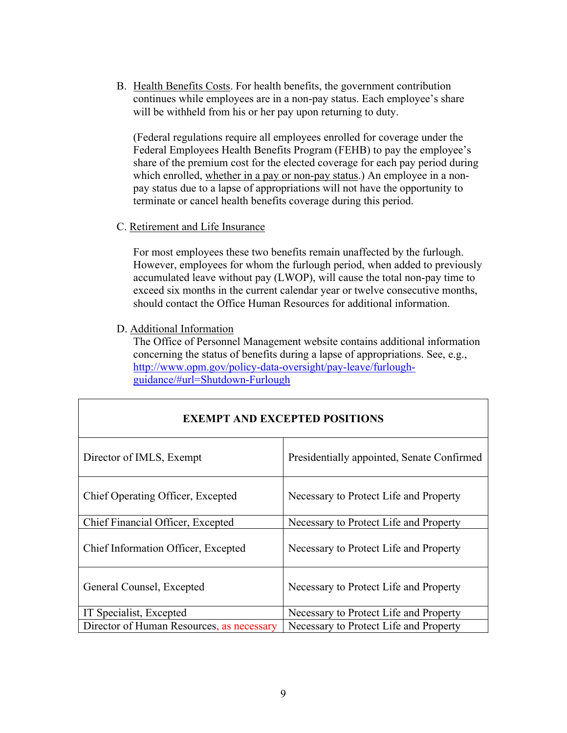B. Health Benefits Costs. For health benefits, the government contribution continues while employees are in a non-pay status. Each employee's share will be withheld from his or her pay upon returning to duty.

(Federal regulations require all employees enrolled for coverage under the Federal Employees Health Benefits Program (FEHB) to pay the employee's share of the premium cost for the elected coverage for each pay period during which enrolled, whether in a pay or non-pay status.) An employee in a non-pay status due to a lapse of appropriations will not have the opportunity to terminate or cancel health benefits coverage during this period.

C. Retirement and Life Insurance

For most employees these two benefits remain unaffected by the furlough. However, employees for whom the furlough period, when added to previously accumulated leave without pay (LWOP), will cause the total non-pay time to exceed six months in the current calendar year or twelve consecutive months, should contact the Office Human Resources for additional information.

D. Additional Information

The Office of Personnel Management website contains additional information concerning the status of benefits during a lapse of appropriations. See, e.g., [http://www.opm.gov/policy-data-oversight/pay-leave/furlough-guidance/#url=Shutdown-Furlough](http://www.opm.gov/policy-data-oversight/pay-leave/furlough-guidance/#url=Shutdown-Furlough)

| **EXEMPT AND EXCEPTED POSITIONS** | |
|---|---|
| Director of IMLS, Exempt | Presidentially appointed, Senate Confirmed |
| Chief Operating Officer, Excepted | Necessary to Protect Life and Property |
| Chief Financial Officer, Excepted | Necessary to Protect Life and Property |
| Chief Information Officer, Excepted | Necessary to Protect Life and Property |
| General Counsel, Excepted | Necessary to Protect Life and Property |
| IT Specialist, Excepted | Necessary to Protect Life and Property |
| Director of Human Resources, as necessary | Necessary to Protect Life and Property |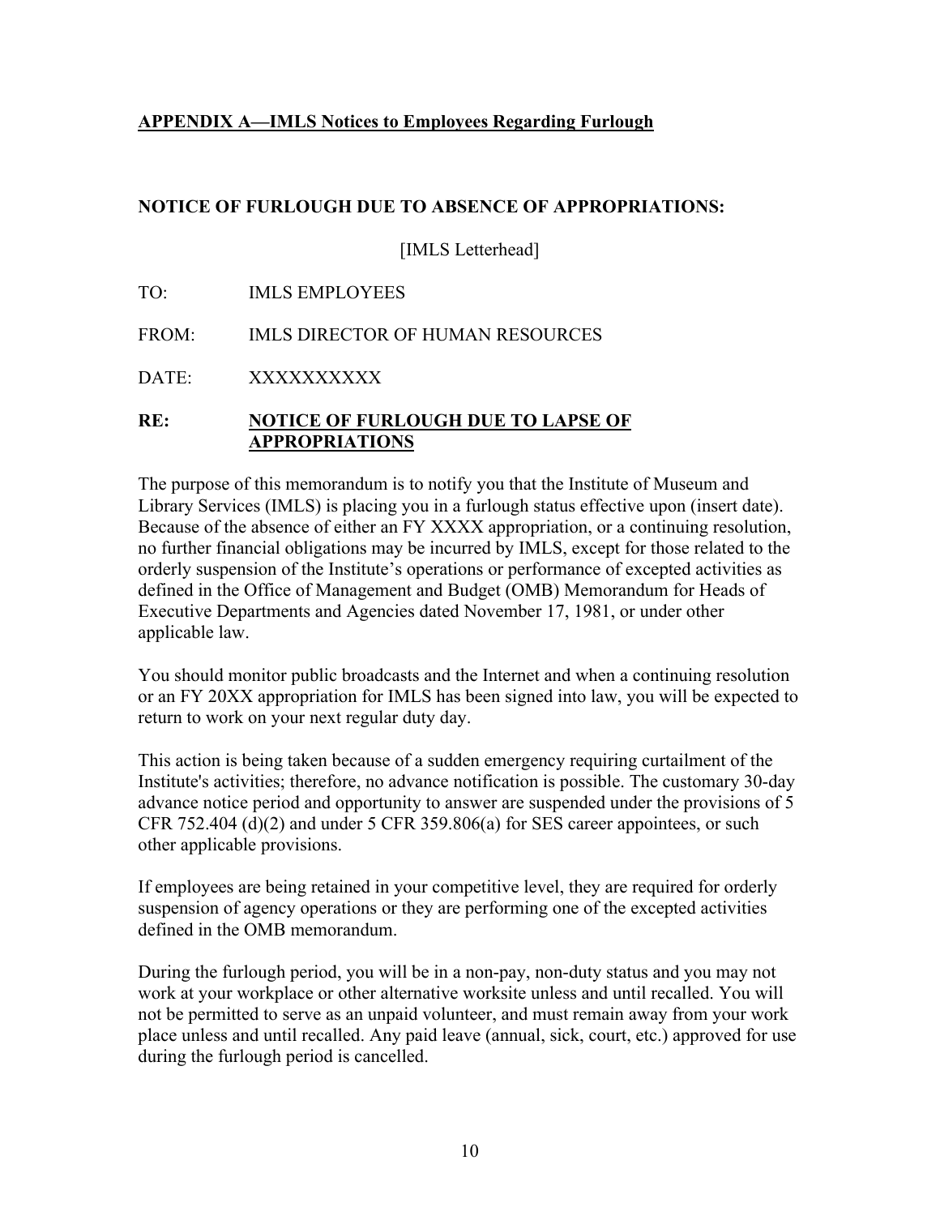## APPENDIX A—IMLS Notices to Employees Regarding Furlough

### NOTICE OF FURLOUGH DUE TO ABSENCE OF APPROPRIATIONS:

[IMLS Letterhead]

TO: IMLS EMPLOYEES

FROM: IMLS DIRECTOR OF HUMAN RESOURCES

DATE: XXXXXXXXXX

**RE: NOTICE OF FURLOUGH DUE TO LAPSE OF APPROPRIATIONS**

The purpose of this memorandum is to notify you that the Institute of Museum and Library Services (IMLS) is placing you in a furlough status effective upon (insert date). Because of the absence of either an FY XXXX appropriation, or a continuing resolution, no further financial obligations may be incurred by IMLS, except for those related to the orderly suspension of the Institute's operations or performance of excepted activities as defined in the Office of Management and Budget (OMB) Memorandum for Heads of Executive Departments and Agencies dated November 17, 1981, or under other applicable law.

You should monitor public broadcasts and the Internet and when a continuing resolution or an FY 20XX appropriation for IMLS has been signed into law, you will be expected to return to work on your next regular duty day.

This action is being taken because of a sudden emergency requiring curtailment of the Institute's activities; therefore, no advance notification is possible. The customary 30-day advance notice period and opportunity to answer are suspended under the provisions of 5 CFR 752.404 (d)(2) and under 5 CFR 359.806(a) for SES career appointees, or such other applicable provisions.

If employees are being retained in your competitive level, they are required for orderly suspension of agency operations or they are performing one of the excepted activities defined in the OMB memorandum.

During the furlough period, you will be in a non-pay, non-duty status and you may not work at your workplace or other alternative worksite unless and until recalled. You will not be permitted to serve as an unpaid volunteer, and must remain away from your work place unless and until recalled. Any paid leave (annual, sick, court, etc.) approved for use during the furlough period is cancelled.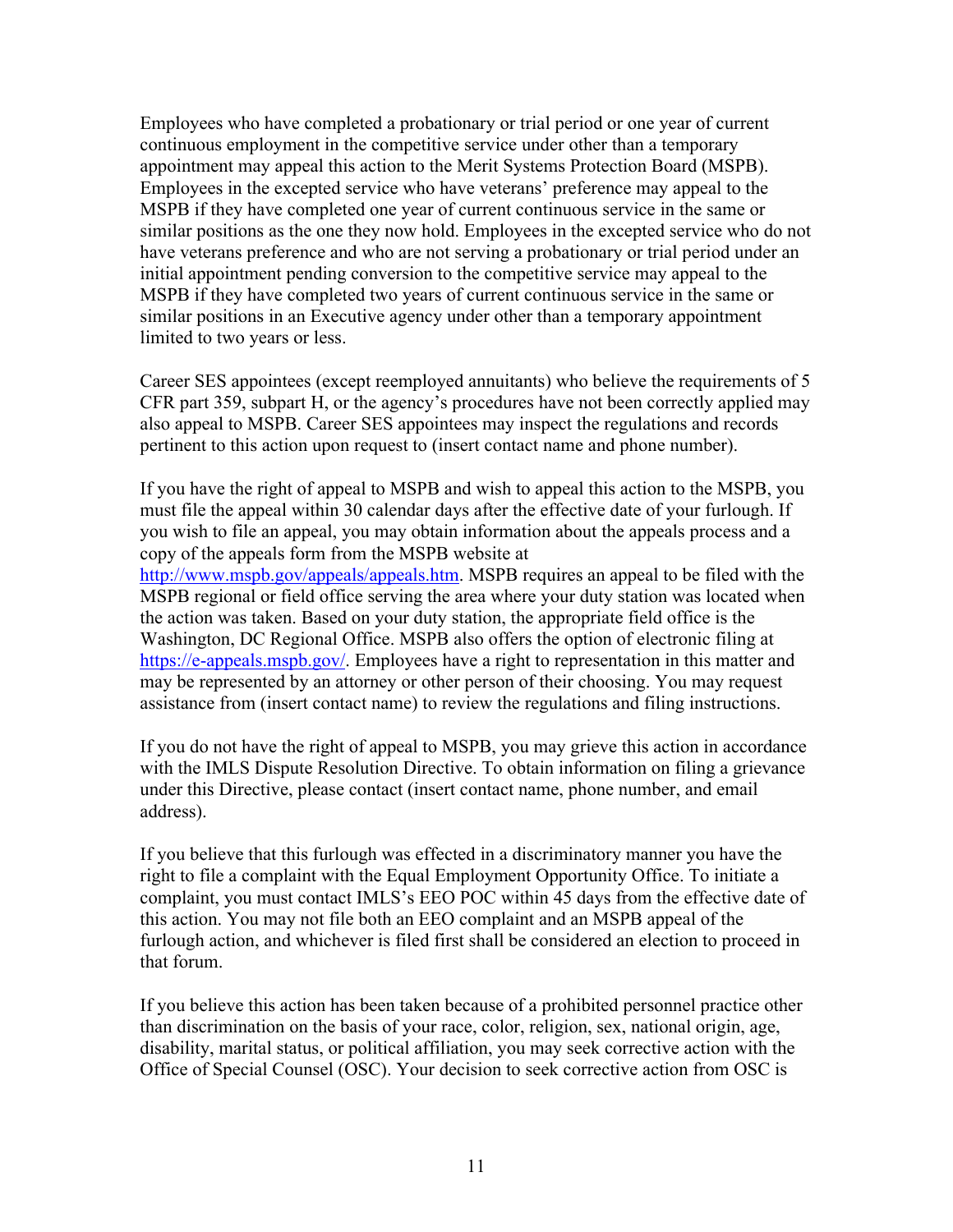Employees who have completed a probationary or trial period or one year of current continuous employment in the competitive service under other than a temporary appointment may appeal this action to the Merit Systems Protection Board (MSPB). Employees in the excepted service who have veterans' preference may appeal to the MSPB if they have completed one year of current continuous service in the same or similar positions as the one they now hold. Employees in the excepted service who do not have veterans preference and who are not serving a probationary or trial period under an initial appointment pending conversion to the competitive service may appeal to the MSPB if they have completed two years of current continuous service in the same or similar positions in an Executive agency under other than a temporary appointment limited to two years or less.

Career SES appointees (except reemployed annuitants) who believe the requirements of 5 CFR part 359, subpart H, or the agency's procedures have not been correctly applied may also appeal to MSPB. Career SES appointees may inspect the regulations and records pertinent to this action upon request to (insert contact name and phone number).

If you have the right of appeal to MSPB and wish to appeal this action to the MSPB, you must file the appeal within 30 calendar days after the effective date of your furlough. If you wish to file an appeal, you may obtain information about the appeals process and a copy of the appeals form from the MSPB website at [http://www.mspb.gov/appeals/appeals.htm](http://www.mspb.gov/appeals/appeals.htm). MSPB requires an appeal to be filed with the MSPB regional or field office serving the area where your duty station was located when the action was taken. Based on your duty station, the appropriate field office is the Washington, DC Regional Office. MSPB also offers the option of electronic filing at [https://e-appeals.mspb.gov/](https://e-appeals.mspb.gov/). Employees have a right to representation in this matter and may be represented by an attorney or other person of their choosing. You may request assistance from (insert contact name) to review the regulations and filing instructions.

If you do not have the right of appeal to MSPB, you may grieve this action in accordance with the IMLS Dispute Resolution Directive. To obtain information on filing a grievance under this Directive, please contact (insert contact name, phone number, and email address).

If you believe that this furlough was effected in a discriminatory manner you have the right to file a complaint with the Equal Employment Opportunity Office. To initiate a complaint, you must contact IMLS's EEO POC within 45 days from the effective date of this action. You may not file both an EEO complaint and an MSPB appeal of the furlough action, and whichever is filed first shall be considered an election to proceed in that forum.

If you believe this action has been taken because of a prohibited personnel practice other than discrimination on the basis of your race, color, religion, sex, national origin, age, disability, marital status, or political affiliation, you may seek corrective action with the Office of Special Counsel (OSC). Your decision to seek corrective action from OSC is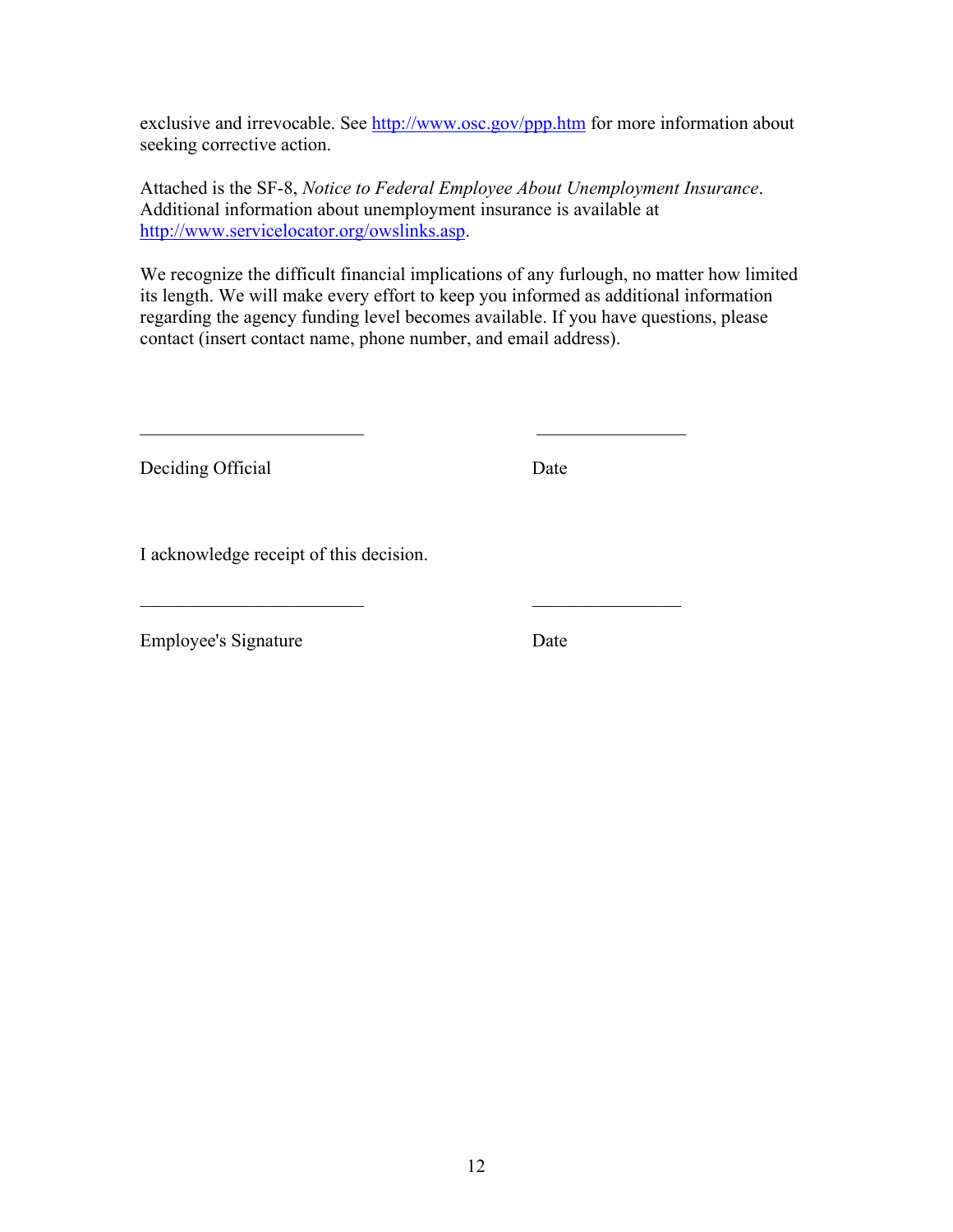exclusive and irrevocable. See [http://www.osc.gov/ppp.htm](http://www.osc.gov/ppp.htm) for more information about seeking corrective action.

Attached is the SF-8, *Notice to Federal Employee About Unemployment Insurance*. Additional information about unemployment insurance is available at [http://www.servicelocator.org/owslinks.asp](http://www.servicelocator.org/owslinks.asp).

We recognize the difficult financial implications of any furlough, no matter how limited its length. We will make every effort to keep you informed as additional information regarding the agency funding level becomes available. If you have questions, please contact (insert contact name, phone number, and email address).

________________________ ________________

Deciding Official Date

I acknowledge receipt of this decision.

________________________ ________________

Employee's Signature Date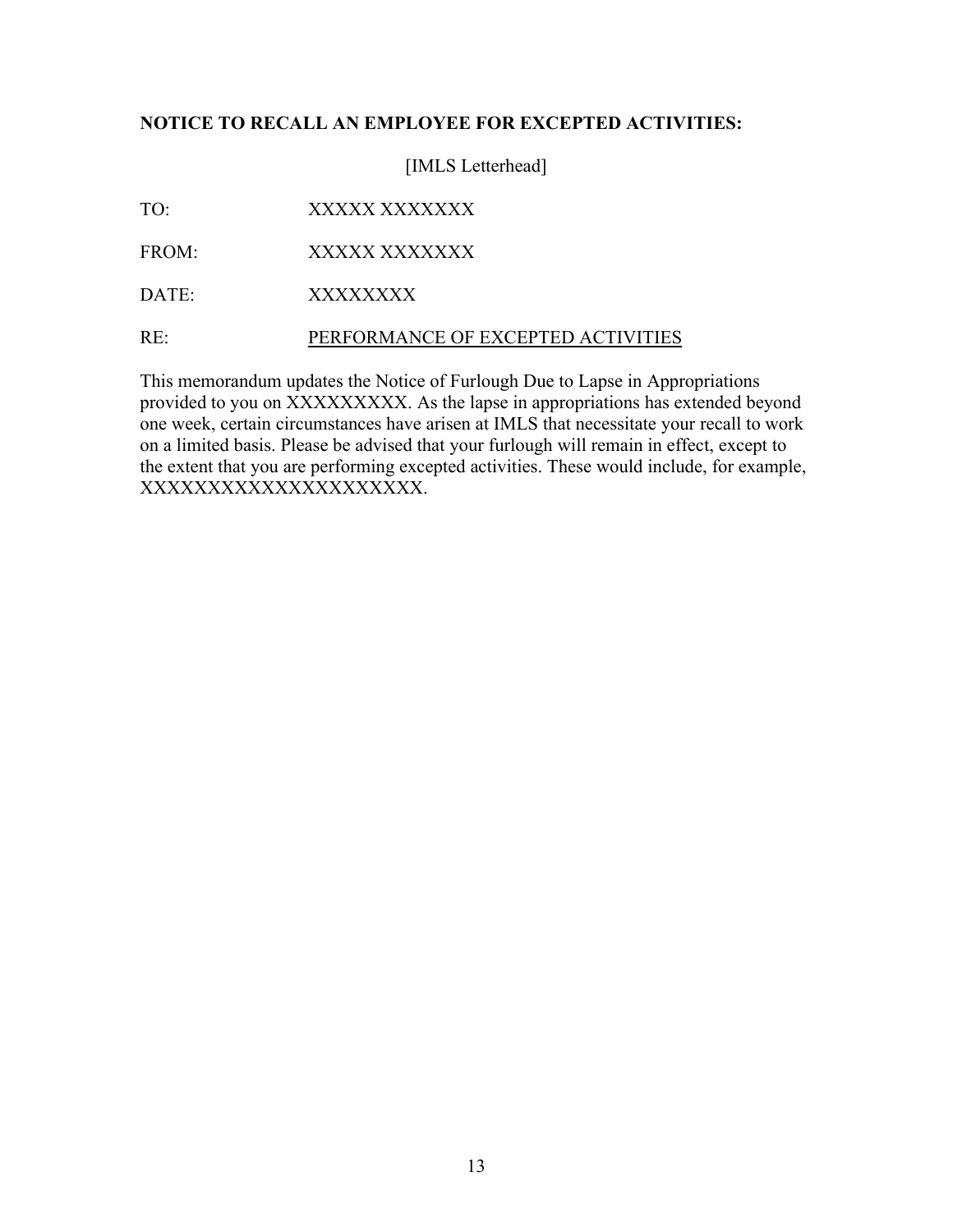**NOTICE TO RECALL AN EMPLOYEE FOR EXCEPTED ACTIVITIES:**

[IMLS Letterhead]

TO: XXXXX XXXXXXX

FROM: XXXXX XXXXXXX

DATE: XXXXXXXX

RE: <u>PERFORMANCE OF EXCEPTED ACTIVITIES</u>

This memorandum updates the Notice of Furlough Due to Lapse in Appropriations provided to you on XXXXXXXXX. As the lapse in appropriations has extended beyond one week, certain circumstances have arisen at IMLS that necessitate your recall to work on a limited basis. Please be advised that your furlough will remain in effect, except to the extent that you are performing excepted activities. These would include, for example, XXXXXXXXXXXXXXXXXXXXX.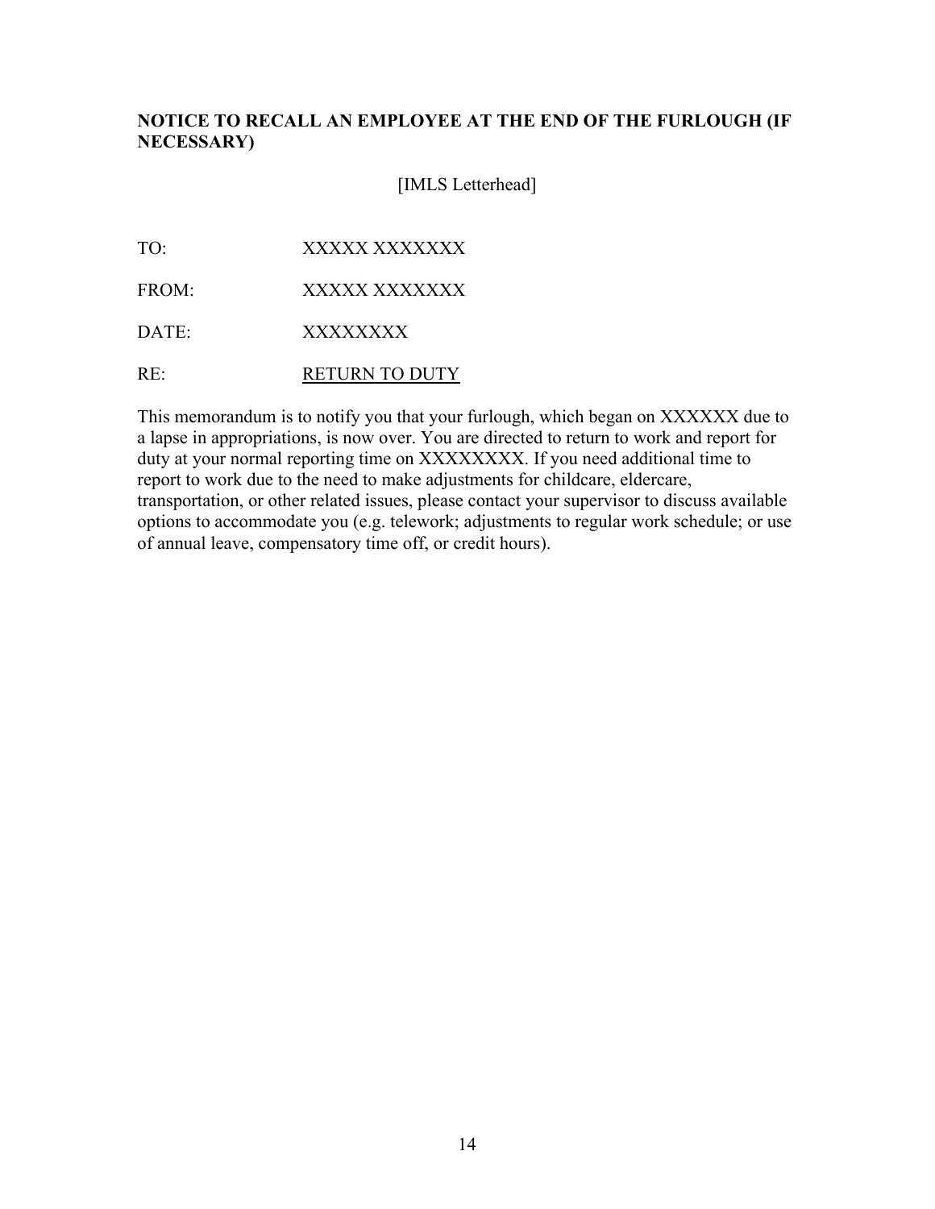**NOTICE TO RECALL AN EMPLOYEE AT THE END OF THE FURLOUGH (IF NECESSARY)**

[IMLS Letterhead]

TO: XXXXX XXXXXXX

FROM: XXXXX XXXXXXX

DATE: XXXXXXXX

RE: RETURN TO DUTY

This memorandum is to notify you that your furlough, which began on XXXXXX due to a lapse in appropriations, is now over. You are directed to return to work and report for duty at your normal reporting time on XXXXXXXX. If you need additional time to report to work due to the need to make adjustments for childcare, eldercare, transportation, or other related issues, please contact your supervisor to discuss available options to accommodate you (e.g. telework; adjustments to regular work schedule; or use of annual leave, compensatory time off, or credit hours).